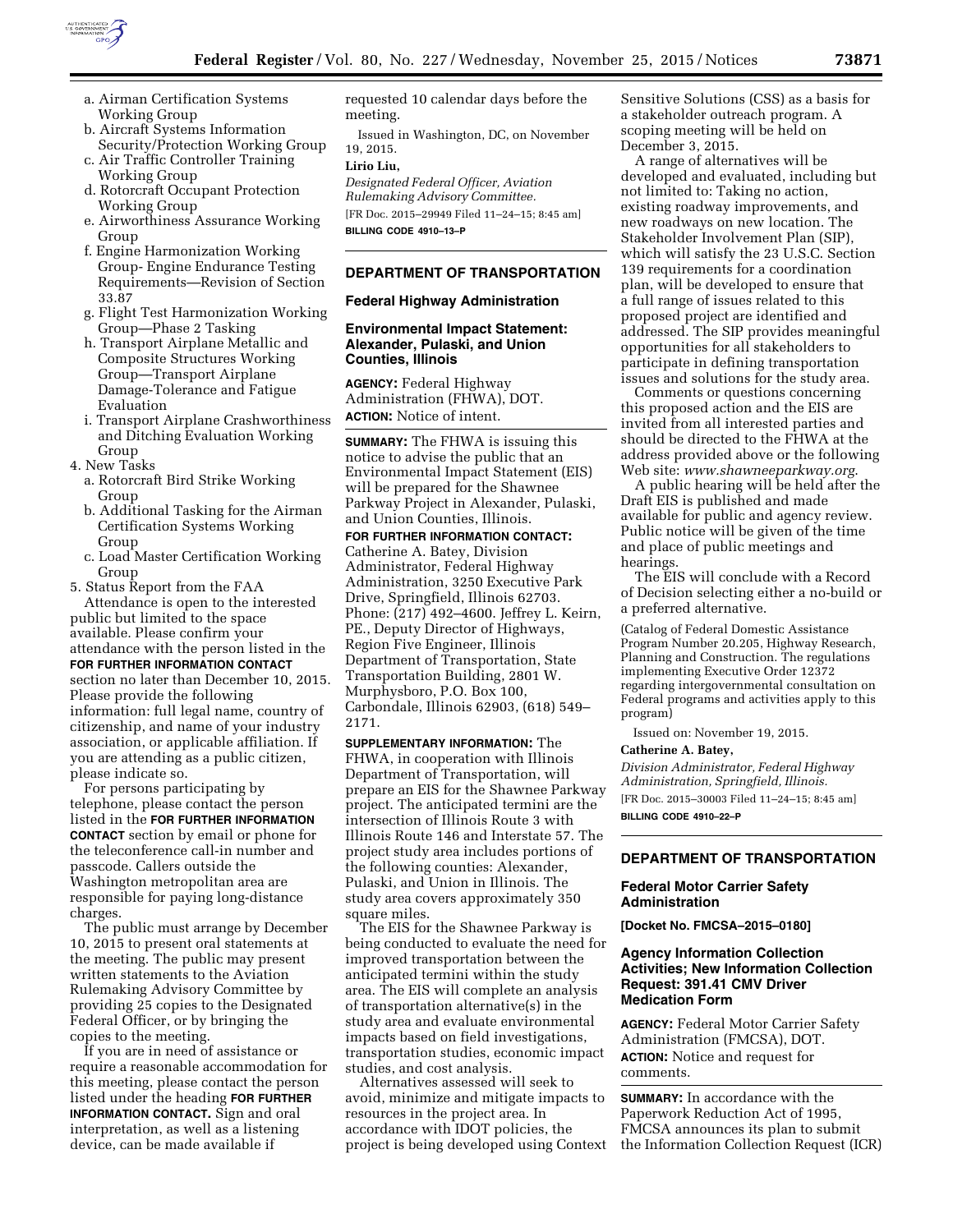a. Airman Certification Systems Working Group
b. Aircraft Systems Information Security/Protection Working Group
c. Air Traffic Controller Training Working Group
d. Rotorcraft Occupant Protection Working Group
e. Airworthiness Assurance Working Group
f. Engine Harmonization Working Group- Engine Endurance Testing Requirements—Revision of Section 33.87
g. Flight Test Harmonization Working Group—Phase 2 Tasking
h. Transport Airplane Metallic and Composite Structures Working Group—Transport Airplane Damage-Tolerance and Fatigue Evaluation
i. Transport Airplane Crashworthiness and Ditching Evaluation Working Group

4. New Tasks
a. Rotorcraft Bird Strike Working Group
b. Additional Tasking for the Airman Certification Systems Working Group
c. Load Master Certification Working Group

5. Status Report from the FAA

Attendance is open to the interested public but limited to the space available. Please confirm your attendance with the person listed in the **FOR FURTHER INFORMATION CONTACT** section no later than December 10, 2015. Please provide the following information: full legal name, country of citizenship, and name of your industry association, or applicable affiliation. If you are attending as a public citizen, please indicate so.

For persons participating by telephone, please contact the person listed in the **FOR FURTHER INFORMATION CONTACT** section by email or phone for the teleconference call-in number and passcode. Callers outside the Washington metropolitan area are responsible for paying long-distance charges.

The public must arrange by December 10, 2015 to present oral statements at the meeting. The public may present written statements to the Aviation Rulemaking Advisory Committee by providing 25 copies to the Designated Federal Officer, or by bringing the copies to the meeting.

If you are in need of assistance or require a reasonable accommodation for this meeting, please contact the person listed under the heading **FOR FURTHER INFORMATION CONTACT.** Sign and oral interpretation, as well as a listening device, can be made available if requested 10 calendar days before the meeting.

Issued in Washington, DC, on November 19, 2015.

**Lirio Liu,**

*Designated Federal Officer, Aviation Rulemaking Advisory Committee.*

[FR Doc. 2015–29949 Filed 11–24–15; 8:45 am]

**BILLING CODE 4910–13–P**

## DEPARTMENT OF TRANSPORTATION

### Federal Highway Administration

### Environmental Impact Statement: Alexander, Pulaski, and Union Counties, Illinois

**AGENCY:** Federal Highway Administration (FHWA), DOT.

**ACTION:** Notice of intent.

**SUMMARY:** The FHWA is issuing this notice to advise the public that an Environmental Impact Statement (EIS) will be prepared for the Shawnee Parkway Project in Alexander, Pulaski, and Union Counties, Illinois.

**FOR FURTHER INFORMATION CONTACT:** Catherine A. Batey, Division Administrator, Federal Highway Administration, 3250 Executive Park Drive, Springfield, Illinois 62703. Phone: (217) 492–4600. Jeffrey L. Keirn, PE., Deputy Director of Highways, Region Five Engineer, Illinois Department of Transportation, State Transportation Building, 2801 W. Murphysboro, P.O. Box 100, Carbondale, Illinois 62903, (618) 549–2171.

**SUPPLEMENTARY INFORMATION:** The FHWA, in cooperation with Illinois Department of Transportation, will prepare an EIS for the Shawnee Parkway project. The anticipated termini are the intersection of Illinois Route 3 with Illinois Route 146 and Interstate 57. The project study area includes portions of the following counties: Alexander, Pulaski, and Union in Illinois. The study area covers approximately 350 square miles.

The EIS for the Shawnee Parkway is being conducted to evaluate the need for improved transportation between the anticipated termini within the study area. The EIS will complete an analysis of transportation alternative(s) in the study area and evaluate environmental impacts based on field investigations, transportation studies, economic impact studies, and cost analysis.

Alternatives assessed will seek to avoid, minimize and mitigate impacts to resources in the project area. In accordance with IDOT policies, the project is being developed using Context Sensitive Solutions (CSS) as a basis for a stakeholder outreach program. A scoping meeting will be held on December 3, 2015.

A range of alternatives will be developed and evaluated, including but not limited to: Taking no action, existing roadway improvements, and new roadways on new location. The Stakeholder Involvement Plan (SIP), which will satisfy the 23 U.S.C. Section 139 requirements for a coordination plan, will be developed to ensure that a full range of issues related to this proposed project are identified and addressed. The SIP provides meaningful opportunities for all stakeholders to participate in defining transportation issues and solutions for the study area.

Comments or questions concerning this proposed action and the EIS are invited from all interested parties and should be directed to the FHWA at the address provided above or the following Web site: *www.shawneeparkway.org*.

A public hearing will be held after the Draft EIS is published and made available for public and agency review. Public notice will be given of the time and place of public meetings and hearings.

The EIS will conclude with a Record of Decision selecting either a no-build or a preferred alternative.

(Catalog of Federal Domestic Assistance Program Number 20.205, Highway Research, Planning and Construction. The regulations implementing Executive Order 12372 regarding intergovernmental consultation on Federal programs and activities apply to this program)

Issued on: November 19, 2015.

**Catherine A. Batey,**

*Division Administrator, Federal Highway Administration, Springfield, Illinois.*

[FR Doc. 2015–30003 Filed 11–24–15; 8:45 am]

**BILLING CODE 4910–22–P**

## DEPARTMENT OF TRANSPORTATION

### Federal Motor Carrier Safety Administration

**[Docket No. FMCSA–2015–0180]**

### Agency Information Collection Activities; New Information Collection Request: 391.41 CMV Driver Medication Form

**AGENCY:** Federal Motor Carrier Safety Administration (FMCSA), DOT.

**ACTION:** Notice and request for comments.

**SUMMARY:** In accordance with the Paperwork Reduction Act of 1995, FMCSA announces its plan to submit the Information Collection Request (ICR)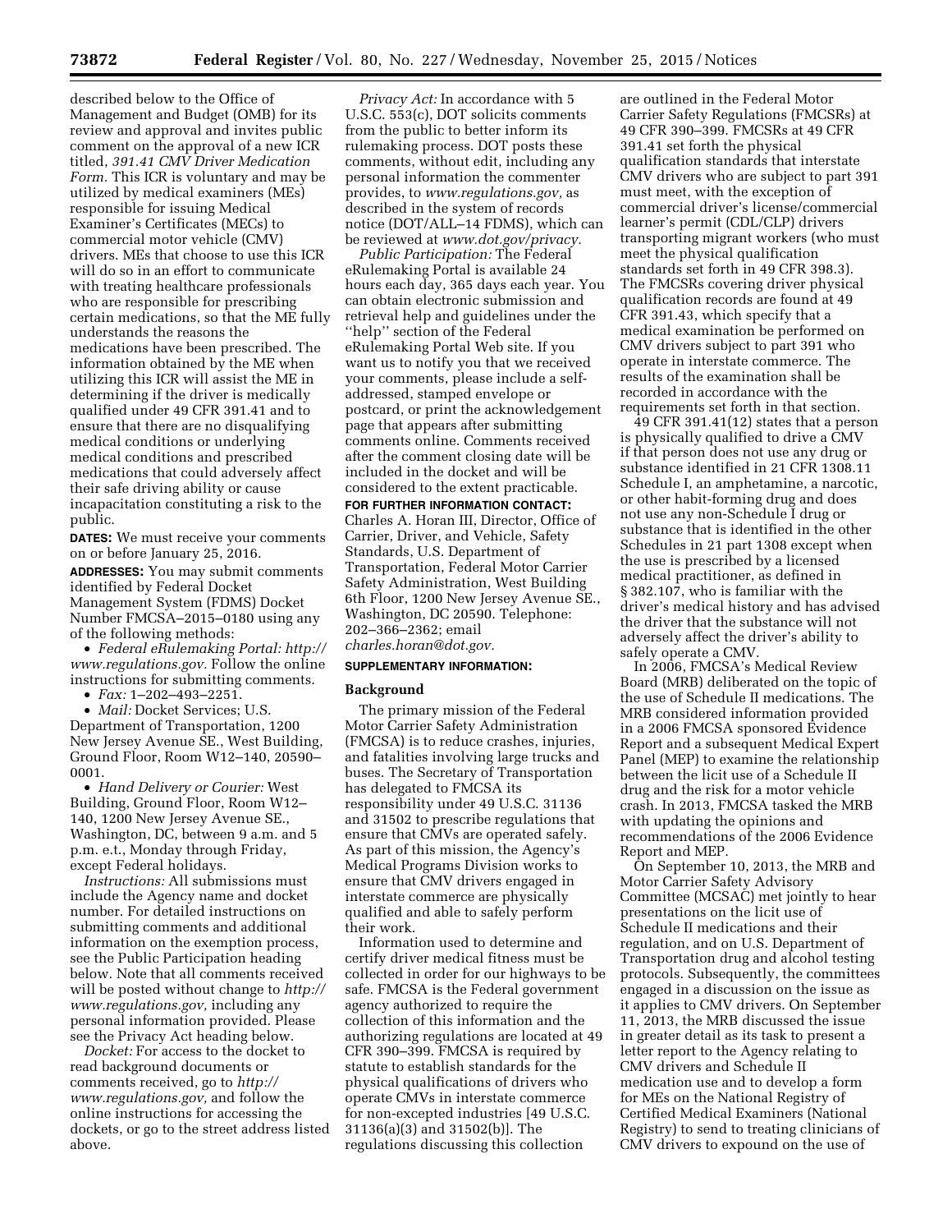described below to the Office of Management and Budget (OMB) for its review and approval and invites public comment on the approval of a new ICR titled, *391.41 CMV Driver Medication Form.* This ICR is voluntary and may be utilized by medical examiners (MEs) responsible for issuing Medical Examiner's Certificates (MECs) to commercial motor vehicle (CMV) drivers. MEs that choose to use this ICR will do so in an effort to communicate with treating healthcare professionals who are responsible for prescribing certain medications, so that the ME fully understands the reasons the medications have been prescribed. The information obtained by the ME when utilizing this ICR will assist the ME in determining if the driver is medically qualified under 49 CFR 391.41 and to ensure that there are no disqualifying medical conditions or underlying medical conditions and prescribed medications that could adversely affect their safe driving ability or cause incapacitation constituting a risk to the public.

**DATES:** We must receive your comments on or before January 25, 2016.

**ADDRESSES:** You may submit comments identified by Federal Docket Management System (FDMS) Docket Number FMCSA–2015–0180 using any of the following methods:

- *Federal eRulemaking Portal: http://www.regulations.gov.* Follow the online instructions for submitting comments.
- *Fax:* 1–202–493–2251.
- *Mail:* Docket Services; U.S. Department of Transportation, 1200 New Jersey Avenue SE., West Building, Ground Floor, Room W12–140, 20590–0001.
- *Hand Delivery or Courier:* West Building, Ground Floor, Room W12–140, 1200 New Jersey Avenue SE., Washington, DC, between 9 a.m. and 5 p.m. e.t., Monday through Friday, except Federal holidays.

*Instructions:* All submissions must include the Agency name and docket number. For detailed instructions on submitting comments and additional information on the exemption process, see the Public Participation heading below. Note that all comments received will be posted without change to *http://www.regulations.gov,* including any personal information provided. Please see the Privacy Act heading below.

*Docket:* For access to the docket to read background documents or comments received, go to *http://www.regulations.gov,* and follow the online instructions for accessing the dockets, or go to the street address listed above.

*Privacy Act:* In accordance with 5 U.S.C. 553(c), DOT solicits comments from the public to better inform its rulemaking process. DOT posts these comments, without edit, including any personal information the commenter provides, to *www.regulations.gov,* as described in the system of records notice (DOT/ALL–14 FDMS), which can be reviewed at *www.dot.gov/privacy.*

*Public Participation:* The Federal eRulemaking Portal is available 24 hours each day, 365 days each year. You can obtain electronic submission and retrieval help and guidelines under the "help" section of the Federal eRulemaking Portal Web site. If you want us to notify you that we received your comments, please include a self-addressed, stamped envelope or postcard, or print the acknowledgement page that appears after submitting comments online. Comments received after the comment closing date will be included in the docket and will be considered to the extent practicable.

**FOR FURTHER INFORMATION CONTACT:** Charles A. Horan III, Director, Office of Carrier, Driver, and Vehicle, Safety Standards, U.S. Department of Transportation, Federal Motor Carrier Safety Administration, West Building 6th Floor, 1200 New Jersey Avenue SE., Washington, DC 20590. Telephone: 202–366–2362; email *charles.horan@dot.gov.*

**SUPPLEMENTARY INFORMATION:**

## Background

The primary mission of the Federal Motor Carrier Safety Administration (FMCSA) is to reduce crashes, injuries, and fatalities involving large trucks and buses. The Secretary of Transportation has delegated to FMCSA its responsibility under 49 U.S.C. 31136 and 31502 to prescribe regulations that ensure that CMVs are operated safely. As part of this mission, the Agency's Medical Programs Division works to ensure that CMV drivers engaged in interstate commerce are physically qualified and able to safely perform their work.

Information used to determine and certify driver medical fitness must be collected in order for our highways to be safe. FMCSA is the Federal government agency authorized to require the collection of this information and the authorizing regulations are located at 49 CFR 390–399. FMCSA is required by statute to establish standards for the physical qualifications of drivers who operate CMVs in interstate commerce for non-excepted industries [49 U.S.C. 31136(a)(3) and 31502(b)]. The regulations discussing this collection are outlined in the Federal Motor Carrier Safety Regulations (FMCSRs) at 49 CFR 390–399. FMCSRs at 49 CFR 391.41 set forth the physical qualification standards that interstate CMV drivers who are subject to part 391 must meet, with the exception of commercial driver's license/commercial learner's permit (CDL/CLP) drivers transporting migrant workers (who must meet the physical qualification standards set forth in 49 CFR 398.3). The FMCSRs covering driver physical qualification records are found at 49 CFR 391.43, which specify that a medical examination be performed on CMV drivers subject to part 391 who operate in interstate commerce. The results of the examination shall be recorded in accordance with the requirements set forth in that section.

49 CFR 391.41(12) states that a person is physically qualified to drive a CMV if that person does not use any drug or substance identified in 21 CFR 1308.11 Schedule I, an amphetamine, a narcotic, or other habit-forming drug and does not use any non-Schedule I drug or substance that is identified in the other Schedules in 21 part 1308 except when the use is prescribed by a licensed medical practitioner, as defined in § 382.107, who is familiar with the driver's medical history and has advised the driver that the substance will not adversely affect the driver's ability to safely operate a CMV.

In 2006, FMCSA's Medical Review Board (MRB) deliberated on the topic of the use of Schedule II medications. The MRB considered information provided in a 2006 FMCSA sponsored Evidence Report and a subsequent Medical Expert Panel (MEP) to examine the relationship between the licit use of a Schedule II drug and the risk for a motor vehicle crash. In 2013, FMCSA tasked the MRB with updating the opinions and recommendations of the 2006 Evidence Report and MEP.

On September 10, 2013, the MRB and Motor Carrier Safety Advisory Committee (MCSAC) met jointly to hear presentations on the licit use of Schedule II medications and their regulation, and on U.S. Department of Transportation drug and alcohol testing protocols. Subsequently, the committees engaged in a discussion on the issue as it applies to CMV drivers. On September 11, 2013, the MRB discussed the issue in greater detail as its task to present a letter report to the Agency relating to CMV drivers and Schedule II medication use and to develop a form for MEs on the National Registry of Certified Medical Examiners (National Registry) to send to treating clinicians of CMV drivers to expound on the use of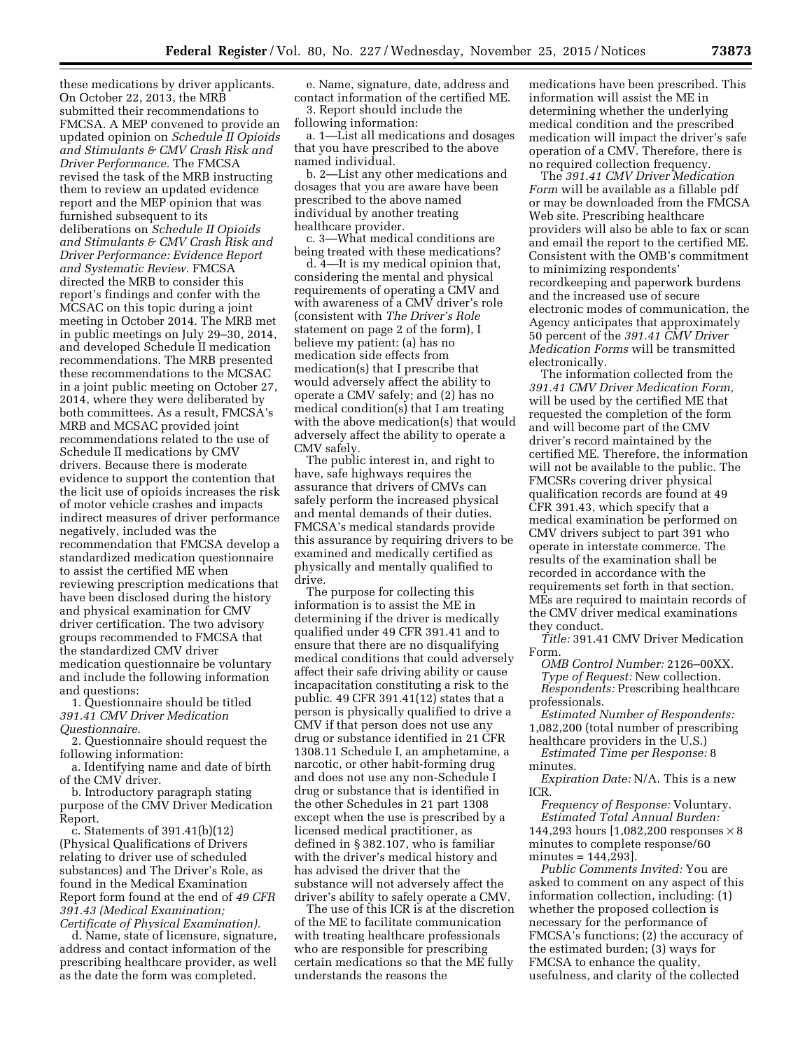these medications by driver applicants. On October 22, 2013, the MRB submitted their recommendations to FMCSA. A MEP convened to provide an updated opinion on *Schedule II Opioids and Stimulants & CMV Crash Risk and Driver Performance.* The FMCSA revised the task of the MRB instructing them to review an updated evidence report and the MEP opinion that was furnished subsequent to its deliberations on *Schedule II Opioids and Stimulants & CMV Crash Risk and Driver Performance: Evidence Report and Systematic Review.* FMCSA directed the MRB to consider this report's findings and confer with the MCSAC on this topic during a joint meeting in October 2014. The MRB met in public meetings on July 29–30, 2014, and developed Schedule II medication recommendations. The MRB presented these recommendations to the MCSAC in a joint public meeting on October 27, 2014, where they were deliberated by both committees. As a result, FMCSA's MRB and MCSAC provided joint recommendations related to the use of Schedule II medications by CMV drivers. Because there is moderate evidence to support the contention that the licit use of opioids increases the risk of motor vehicle crashes and impacts indirect measures of driver performance negatively, included was the recommendation that FMCSA develop a standardized medication questionnaire to assist the certified ME when reviewing prescription medications that have been disclosed during the history and physical examination for CMV driver certification. The two advisory groups recommended to FMCSA that the standardized CMV driver medication questionnaire be voluntary and include the following information and questions:

1. Questionnaire should be titled *391.41 CMV Driver Medication Questionnaire.*
2. Questionnaire should request the following information:
   a. Identifying name and date of birth of the CMV driver.
   b. Introductory paragraph stating purpose of the CMV Driver Medication Report.
   c. Statements of 391.41(b)(12) (Physical Qualifications of Drivers relating to driver use of scheduled substances) and The Driver's Role, as found in the Medical Examination Report form found at the end of *49 CFR 391.43 (Medical Examination; Certificate of Physical Examination).*
   d. Name, state of licensure, signature, address and contact information of the prescribing healthcare provider, as well as the date the form was completed.
   e. Name, signature, date, address and contact information of the certified ME.
3. Report should include the following information:
   a. 1—List all medications and dosages that you have prescribed to the above named individual.
   b. 2—List any other medications and dosages that you are aware have been prescribed to the above named individual by another treating healthcare provider.
   c. 3—What medical conditions are being treated with these medications?
   d. 4—It is my medical opinion that, considering the mental and physical requirements of operating a CMV and with awareness of a CMV driver's role (consistent with *The Driver's Role* statement on page 2 of the form), I believe my patient: (a) has no medication side effects from medication(s) that I prescribe that would adversely affect the ability to operate a CMV safely; and (2) has no medical condition(s) that I am treating with the above medication(s) that would adversely affect the ability to operate a CMV safely.

The public interest in, and right to have, safe highways requires the assurance that drivers of CMVs can safely perform the increased physical and mental demands of their duties. FMCSA's medical standards provide this assurance by requiring drivers to be examined and medically certified as physically and mentally qualified to drive.

The purpose for collecting this information is to assist the ME in determining if the driver is medically qualified under 49 CFR 391.41 and to ensure that there are no disqualifying medical conditions that could adversely affect their safe driving ability or cause incapacitation constituting a risk to the public. 49 CFR 391.41(12) states that a person is physically qualified to drive a CMV if that person does not use any drug or substance identified in 21 CFR 1308.11 Schedule I, an amphetamine, a narcotic, or other habit-forming drug and does not use any non-Schedule I drug or substance that is identified in the other Schedules in 21 part 1308 except when the use is prescribed by a licensed medical practitioner, as defined in § 382.107, who is familiar with the driver's medical history and has advised the driver that the substance will not adversely affect the driver's ability to safely operate a CMV.

The use of this ICR is at the discretion of the ME to facilitate communication with treating healthcare professionals who are responsible for prescribing certain medications so that the ME fully understands the reasons the medications have been prescribed. This information will assist the ME in determining whether the underlying medical condition and the prescribed medication will impact the driver's safe operation of a CMV. Therefore, there is no required collection frequency.

The *391.41 CMV Driver Medication Form* will be available as a fillable pdf or may be downloaded from the FMCSA Web site. Prescribing healthcare providers will also be able to fax or scan and email the report to the certified ME. Consistent with the OMB's commitment to minimizing respondents' recordkeeping and paperwork burdens and the increased use of secure electronic modes of communication, the Agency anticipates that approximately 50 percent of the *391.41 CMV Driver Medication Forms* will be transmitted electronically.

The information collected from the *391.41 CMV Driver Medication Form,* will be used by the certified ME that requested the completion of the form and will become part of the CMV driver's record maintained by the certified ME. Therefore, the information will not be available to the public. The FMCSRs covering driver physical qualification records are found at 49 CFR 391.43, which specify that a medical examination be performed on CMV drivers subject to part 391 who operate in interstate commerce. The results of the examination shall be recorded in accordance with the requirements set forth in that section. MEs are required to maintain records of the CMV driver medical examinations they conduct.

*Title:* 391.41 CMV Driver Medication Form.

*OMB Control Number:* 2126–00XX.

*Type of Request:* New collection.

*Respondents:* Prescribing healthcare professionals.

*Estimated Number of Respondents:* 1,082,200 (total number of prescribing healthcare providers in the U.S.)

*Estimated Time per Response:* 8 minutes.

*Expiration Date:* N/A. This is a new ICR.

*Frequency of Response:* Voluntary.

*Estimated Total Annual Burden:* 144,293 hours [1,082,200 responses × 8 minutes to complete response/60 minutes = 144,293].

*Public Comments Invited:* You are asked to comment on any aspect of this information collection, including: (1) whether the proposed collection is necessary for the performance of FMCSA's functions; (2) the accuracy of the estimated burden; (3) ways for FMCSA to enhance the quality, usefulness, and clarity of the collected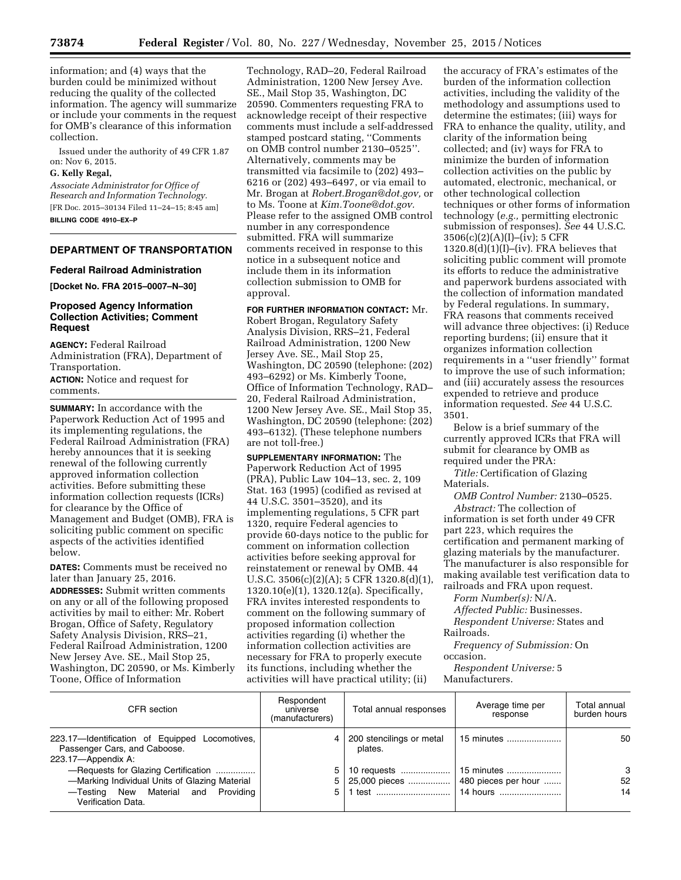information; and (4) ways that the burden could be minimized without reducing the quality of the collected information. The agency will summarize or include your comments in the request for OMB's clearance of this information collection.

Issued under the authority of 49 CFR 1.87 on: Nov 6, 2015.

**G. Kelly Regal,**

*Associate Administrator for Office of Research and Information Technology.*

[FR Doc. 2015–30134 Filed 11–24–15; 8:45 am]

**BILLING CODE 4910–EX–P**

## DEPARTMENT OF TRANSPORTATION

### Federal Railroad Administration

**[Docket No. FRA 2015–0007–N–30]**

### Proposed Agency Information Collection Activities; Comment Request

**AGENCY:** Federal Railroad Administration (FRA), Department of Transportation.

**ACTION:** Notice and request for comments.

**SUMMARY:** In accordance with the Paperwork Reduction Act of 1995 and its implementing regulations, the Federal Railroad Administration (FRA) hereby announces that it is seeking renewal of the following currently approved information collection activities. Before submitting these information collection requests (ICRs) for clearance by the Office of Management and Budget (OMB), FRA is soliciting public comment on specific aspects of the activities identified below.

**DATES:** Comments must be received no later than January 25, 2016.

**ADDRESSES:** Submit written comments on any or all of the following proposed activities by mail to either: Mr. Robert Brogan, Office of Safety, Regulatory Safety Analysis Division, RRS–21, Federal Railroad Administration, 1200 New Jersey Ave. SE., Mail Stop 25, Washington, DC 20590, or Ms. Kimberly Toone, Office of Information Technology, RAD–20, Federal Railroad Administration, 1200 New Jersey Ave. SE., Mail Stop 35, Washington, DC 20590. Commenters requesting FRA to acknowledge receipt of their respective comments must include a self-addressed stamped postcard stating, "Comments on OMB control number 2130–0525". Alternatively, comments may be transmitted via facsimile to (202) 493–6216 or (202) 493–6497, or via email to Mr. Brogan at *Robert.Brogan@dot.gov,* or to Ms. Toone at *Kim.Toone@dot.gov.* Please refer to the assigned OMB control number in any correspondence submitted. FRA will summarize comments received in response to this notice in a subsequent notice and include them in its information collection submission to OMB for approval.

**FOR FURTHER INFORMATION CONTACT:** Mr. Robert Brogan, Regulatory Safety Analysis Division, RRS–21, Federal Railroad Administration, 1200 New Jersey Ave. SE., Mail Stop 25, Washington, DC 20590 (telephone: (202) 493–6292) or Ms. Kimberly Toone, Office of Information Technology, RAD–20, Federal Railroad Administration, 1200 New Jersey Ave. SE., Mail Stop 35, Washington, DC 20590 (telephone: (202) 493–6132). (These telephone numbers are not toll-free.)

**SUPPLEMENTARY INFORMATION:** The Paperwork Reduction Act of 1995 (PRA), Public Law 104–13, sec. 2, 109 Stat. 163 (1995) (codified as revised at 44 U.S.C. 3501–3520), and its implementing regulations, 5 CFR part 1320, require Federal agencies to provide 60-days notice to the public for comment on information collection activities before seeking approval for reinstatement or renewal by OMB. 44 U.S.C. 3506(c)(2)(A); 5 CFR 1320.8(d)(1), 1320.10(e)(1), 1320.12(a). Specifically, FRA invites interested respondents to comment on the following summary of proposed information collection activities regarding (i) whether the information collection activities are necessary for FRA to properly execute its functions, including whether the activities will have practical utility; (ii) the accuracy of FRA's estimates of the burden of the information collection activities, including the validity of the methodology and assumptions used to determine the estimates; (iii) ways for FRA to enhance the quality, utility, and clarity of the information being collected; and (iv) ways for FRA to minimize the burden of information collection activities on the public by automated, electronic, mechanical, or other technological collection techniques or other forms of information technology (*e.g.,* permitting electronic submission of responses). *See* 44 U.S.C. 3506(c)(2)(A)(I)–(iv); 5 CFR 1320.8(d)(1)(I)–(iv). FRA believes that soliciting public comment will promote its efforts to reduce the administrative and paperwork burdens associated with the collection of information mandated by Federal regulations. In summary, FRA reasons that comments received will advance three objectives: (i) Reduce reporting burdens; (ii) ensure that it organizes information collection requirements in a "user friendly" format to improve the use of such information; and (iii) accurately assess the resources expended to retrieve and produce information requested. *See* 44 U.S.C. 3501.

Below is a brief summary of the currently approved ICRs that FRA will submit for clearance by OMB as required under the PRA:

*Title:* Certification of Glazing Materials.

*OMB Control Number:* 2130–0525.

*Abstract:* The collection of information is set forth under 49 CFR part 223, which requires the certification and permanent marking of glazing materials by the manufacturer. The manufacturer is also responsible for making available test verification data to railroads and FRA upon request.

*Form Number(s):* N/A.

*Affected Public:* Businesses.

*Respondent Universe:* States and Railroads.

*Frequency of Submission:* On occasion.

*Respondent Universe:* 5 Manufacturers.

| CFR section | Respondent universe (manufacturers) | Total annual responses | Average time per response | Total annual burden hours |
|---|---|---|---|---|
| 223.17—Identification of Equipped Locomotives, Passenger Cars, and Caboose. | 4 | 200 stencilings or metal plates. | 15 minutes | 50 |
| 223.17—Appendix A: | | | | |
| —Requests for Glazing Certification | 5 | 10 requests | 15 minutes | 3 |
| —Marking Individual Units of Glazing Material | 5 | 25,000 pieces | 480 pieces per hour | 52 |
| —Testing New Material and Providing Verification Data. | 5 | 1 test | 14 hours | 14 |